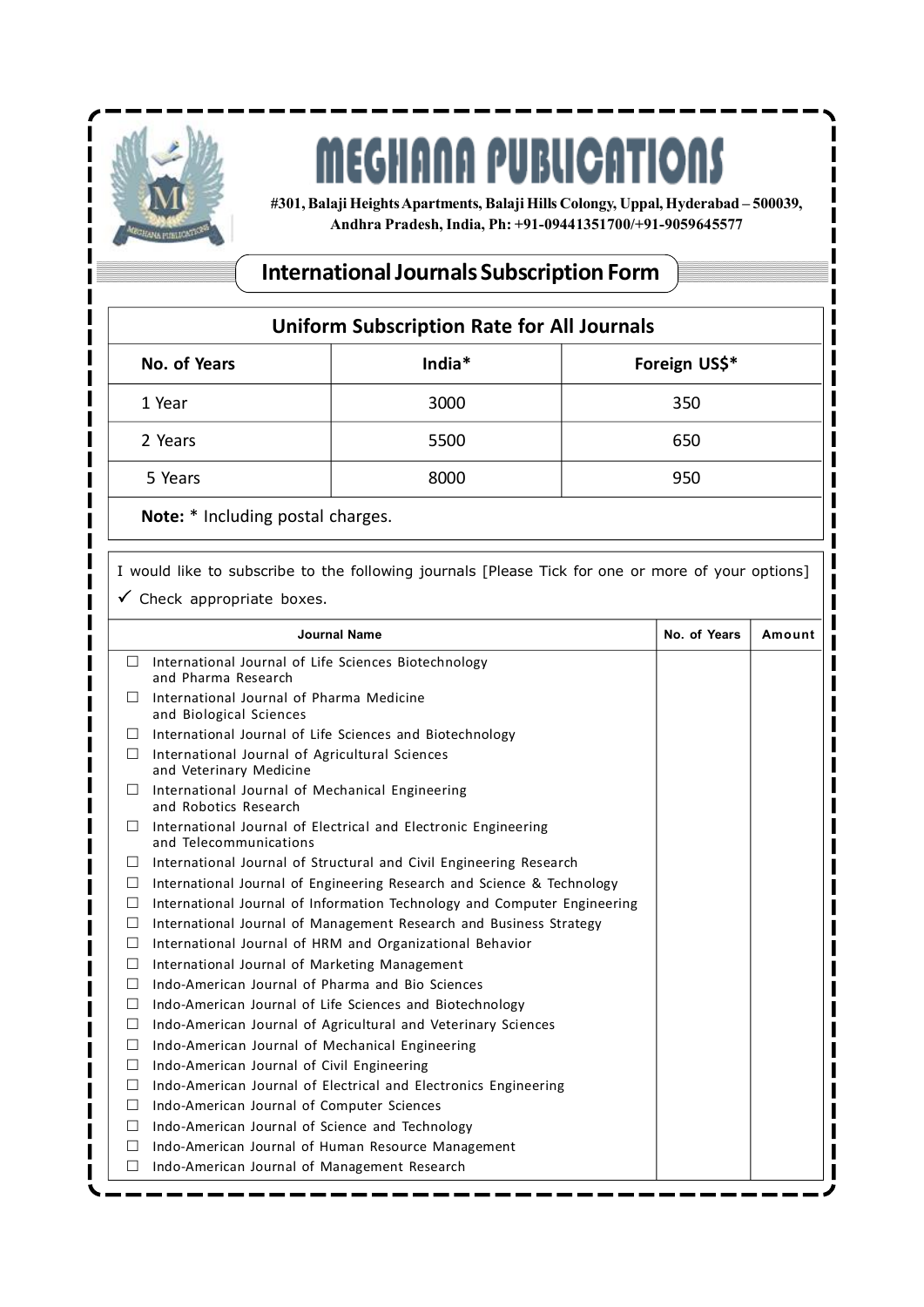# MEGHANA PUBLICATIONS

**#301, Balaji Heights Apartments, Balaji Hills Colongy, Uppal, Hyderabad – 500039, Andhra Pradesh, India, Ph: +91-09441351700/+91-9059645577**

## International Journals Subscription Form

### Uniform Subscription Rate for All Journals

| No. of Years | India* | Foreign US$* |
|---|---|---|
| 1 Year | 3000 | 350 |
| 2 Years | 5500 | 650 |
| 5 Years | 8000 | 950 |

**Note:** * Including postal charges.

I would like to subscribe to the following journals [Please Tick for one or more of your options]

✓ Check appropriate boxes.

| Journal Name | No. of Years | Amount |
|---|---|---|
| ☐ International Journal of Life Sciences Biotechnology and Pharma Research | | |
| ☐ International Journal of Pharma Medicine and Biological Sciences | | |
| ☐ International Journal of Life Sciences and Biotechnology | | |
| ☐ International Journal of Agricultural Sciences and Veterinary Medicine | | |
| ☐ International Journal of Mechanical Engineering and Robotics Research | | |
| ☐ International Journal of Electrical and Electronic Engineering and Telecommunications | | |
| ☐ International Journal of Structural and Civil Engineering Research | | |
| ☐ International Journal of Engineering Research and Science & Technology | | |
| ☐ International Journal of Information Technology and Computer Engineering | | |
| ☐ International Journal of Management Research and Business Strategy | | |
| ☐ International Journal of HRM and Organizational Behavior | | |
| ☐ International Journal of Marketing Management | | |
| ☐ Indo-American Journal of Pharma and Bio Sciences | | |
| ☐ Indo-American Journal of Life Sciences and Biotechnology | | |
| ☐ Indo-American Journal of Agricultural and Veterinary Sciences | | |
| ☐ Indo-American Journal of Mechanical Engineering | | |
| ☐ Indo-American Journal of Civil Engineering | | |
| ☐ Indo-American Journal of Electrical and Electronics Engineering | | |
| ☐ Indo-American Journal of Computer Sciences | | |
| ☐ Indo-American Journal of Science and Technology | | |
| ☐ Indo-American Journal of Human Resource Management | | |
| ☐ Indo-American Journal of Management Research | | |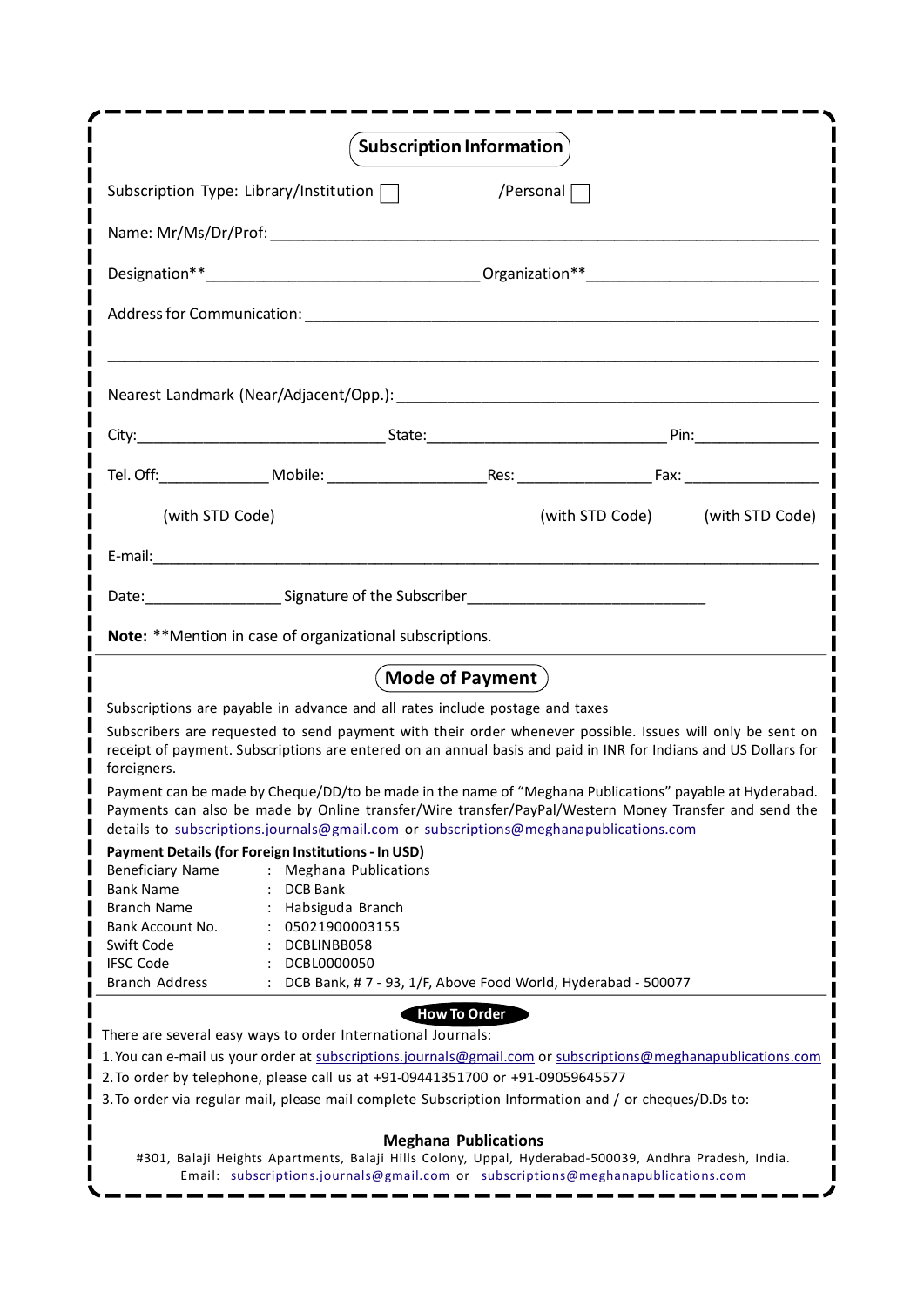## Subscription Information

Subscription Type: Library/Institution ☐ /Personal ☐

Name: Mr/Ms/Dr/Prof: ____________________________________________

Designation** ______________________ Organization** ______________________

Address for Communication: ____________________________________________

____________________________________________

Nearest Landmark (Near/Adjacent/Opp.): ____________________________________________

City: ____________________ State: ____________________ Pin: ____________

Tel. Off: __________ Mobile: ______________ Res: ____________ Fax: ____________

(with STD Code) (with STD Code) (with STD Code)

E-mail: ____________________________________________

Date: ____________ Signature of the Subscriber ______________________

**Note:** **Mention in case of organizational subscriptions.

## Mode of Payment

Subscriptions are payable in advance and all rates include postage and taxes

Subscribers are requested to send payment with their order whenever possible. Issues will only be sent on receipt of payment. Subscriptions are entered on an annual basis and paid in INR for Indians and US Dollars for foreigners.

Payment can be made by Cheque/DD/to be made in the name of "Meghana Publications" payable at Hyderabad. Payments can also be made by Online transfer/Wire transfer/PayPal/Western Money Transfer and send the details to subscriptions.journals@gmail.com or subscriptions@meghanapublications.com

**Payment Details (for Foreign Institutions - In USD)**

| | | |
|---|---|---|
| Beneficiary Name | : | Meghana Publications |
| Bank Name | : | DCB Bank |
| Branch Name | : | Habsiguda Branch |
| Bank Account No. | : | 05021900003155 |
| Swift Code | : | DCBLINBB058 |
| IFSC Code | : | DCBL0000050 |
| Branch Address | : | DCB Bank, # 7 - 93, 1/F, Above Food World, Hyderabad - 500077 |

## How To Order

There are several easy ways to order International Journals:

1. You can e-mail us your order at subscriptions.journals@gmail.com or subscriptions@meghanapublications.com
2. To order by telephone, please call us at +91-09441351700 or +91-09059645577
3. To order via regular mail, please mail complete Subscription Information and / or cheques/D.Ds to:

**Meghana Publications**

#301, Balaji Heights Apartments, Balaji Hills Colony, Uppal, Hyderabad-500039, Andhra Pradesh, India.

Email: subscriptions.journals@gmail.com or subscriptions@meghanapublications.com